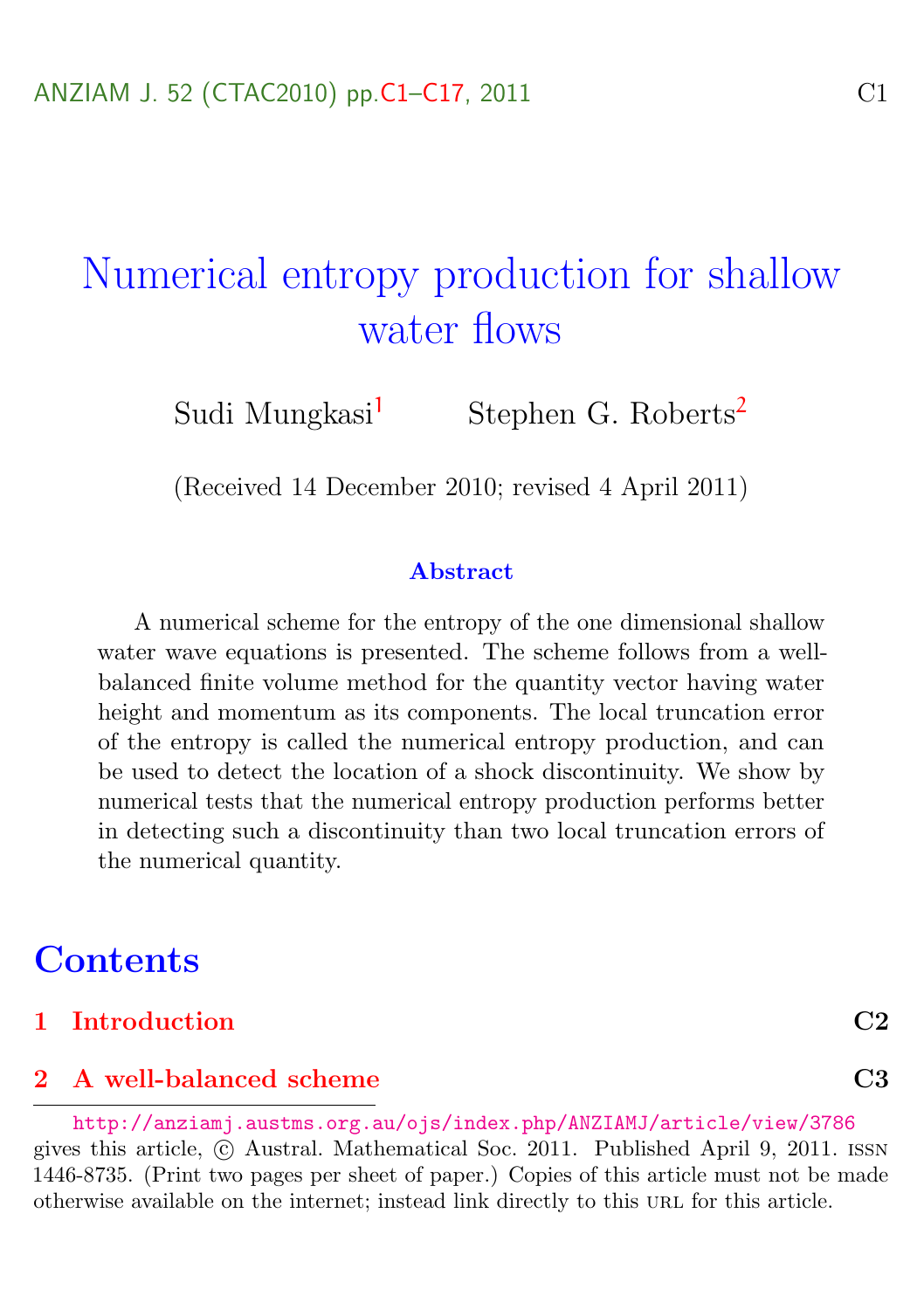# Numerical entropy production for shallow water flows

Sudi Mungkasi[1] Stephen G. Roberts[2]

(Received 14 December 2010; revised 4 April 2011)

### Abstract

A numerical scheme for the entropy of the one dimensional shallow water wave equations is presented. The scheme follows from a well-balanced finite volume method for the quantity vector having water height and momentum as its components. The local truncation error of the entropy is called the numerical entropy production, and can be used to detect the location of a shock discontinuity. We show by numerical tests that the numerical entropy production performs better in detecting such a discontinuity than two local truncation errors of the numerical quantity.

## Contents

**1 Introduction** C2

**2 A well-balanced scheme** C3

---

http://anziamj.austms.org.au/ojs/index.php/ANZIAMJ/article/view/3786 gives this article, © Austral. Mathematical Soc. 2011. Published April 9, 2011. ISSN 1446-8735. (Print two pages per sheet of paper.) Copies of this article must not be made otherwise available on the internet; instead link directly to this URL for this article.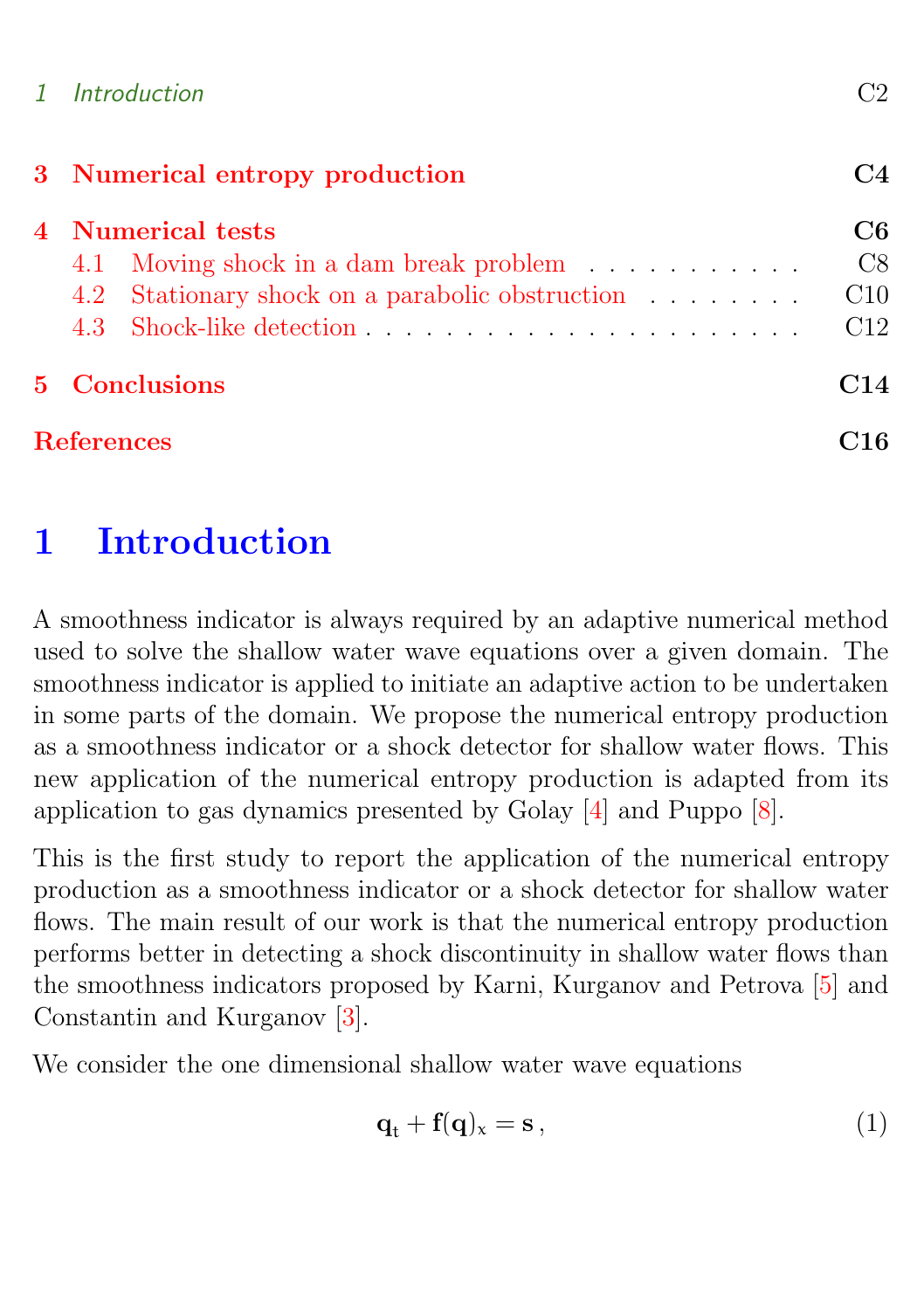| | | |
|---|---|---|
| 1 | *Introduction* | C2 |
| **3** | **Numerical entropy production** | **C4** |
| **4** | **Numerical tests** | **C6** |
| 4.1 | Moving shock in a dam break problem | C8 |
| 4.2 | Stationary shock on a parabolic obstruction | C10 |
| 4.3 | Shock-like detection | C12 |
| **5** | **Conclusions** | **C14** |
| | **References** | **C16** |

# 1 Introduction

A smoothness indicator is always required by an adaptive numerical method used to solve the shallow water wave equations over a given domain. The smoothness indicator is applied to initiate an adaptive action to be undertaken in some parts of the domain. We propose the numerical entropy production as a smoothness indicator or a shock detector for shallow water flows. This new application of the numerical entropy production is adapted from its application to gas dynamics presented by Golay [4] and Puppo [8].

This is the first study to report the application of the numerical entropy production as a smoothness indicator or a shock detector for shallow water flows. The main result of our work is that the numerical entropy production performs better in detecting a shock discontinuity in shallow water flows than the smoothness indicators proposed by Karni, Kurganov and Petrova [5] and Constantin and Kurganov [3].

We consider the one dimensional shallow water wave equations

$$\mathbf{q}_t + \mathbf{f}(\mathbf{q})_x = \mathbf{s}\,, \tag{1}$$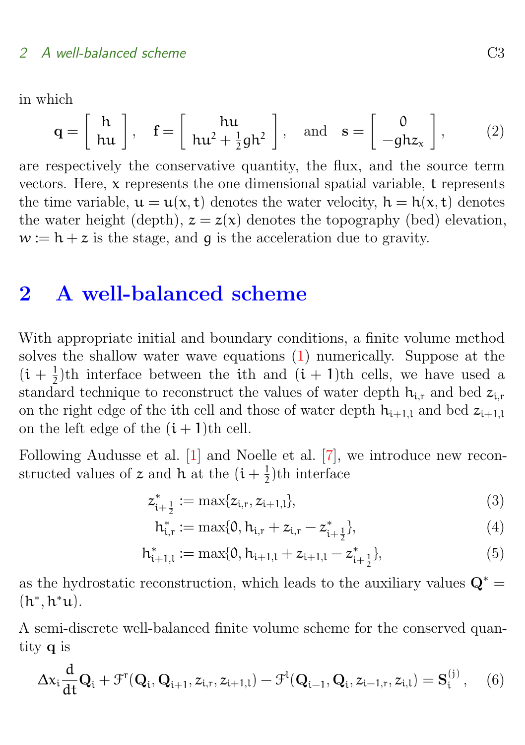in which

$$\mathbf{q} = \begin{bmatrix} h \\ hu \end{bmatrix}, \quad \mathbf{f} = \begin{bmatrix} hu \\ hu^2 + \frac{1}{2}gh^2 \end{bmatrix}, \quad \text{and} \quad \mathbf{s} = \begin{bmatrix} 0 \\ -ghz_x \end{bmatrix}, \tag{2}$$

are respectively the conservative quantity, the flux, and the source term vectors. Here, $x$ represents the one dimensional spatial variable, $t$ represents the time variable, $u = u(x,t)$ denotes the water velocity, $h = h(x,t)$ denotes the water height (depth), $z = z(x)$ denotes the topography (bed) elevation, $w := h + z$ is the stage, and $g$ is the acceleration due to gravity.

# 2 A well-balanced scheme

With appropriate initial and boundary conditions, a finite volume method solves the shallow water wave equations (1) numerically. Suppose at the $(i+\frac{1}{2})$th interface between the $i$th and $(i+1)$th cells, we have used a standard technique to reconstruct the values of water depth $h_{i,r}$ and bed $z_{i,r}$ on the right edge of the $i$th cell and those of water depth $h_{i+1,l}$ and bed $z_{i+1,l}$ on the left edge of the $(i+1)$th cell.

Following Audusse et al. [1] and Noelle et al. [7], we introduce new reconstructed values of $z$ and $h$ at the $(i+\frac{1}{2})$th interface

$$z^*_{i+\frac{1}{2}} := \max\{z_{i,r}, z_{i+1,l}\}, \tag{3}$$

$$h^*_{i,r} := \max\{0, h_{i,r} + z_{i,r} - z^*_{i+\frac{1}{2}}\}, \tag{4}$$

$$h^*_{i+1,l} := \max\{0, h_{i+1,l} + z_{i+1,l} - z^*_{i+\frac{1}{2}}\}, \tag{5}$$

as the hydrostatic reconstruction, which leads to the auxiliary values $\mathbf{Q}^* = (h^*, h^*u)$.

A semi-discrete well-balanced finite volume scheme for the conserved quantity $\mathbf{q}$ is

$$\Delta x_i \frac{d}{dt}\mathbf{Q}_i + \mathcal{F}^r(\mathbf{Q}_i, \mathbf{Q}_{i+1}, z_{i,r}, z_{i+1,l}) - \mathcal{F}^l(\mathbf{Q}_{i-1}, \mathbf{Q}_i, z_{i-1,r}, z_{i,l}) = \mathbf{S}_i^{(j)}, \tag{6}$$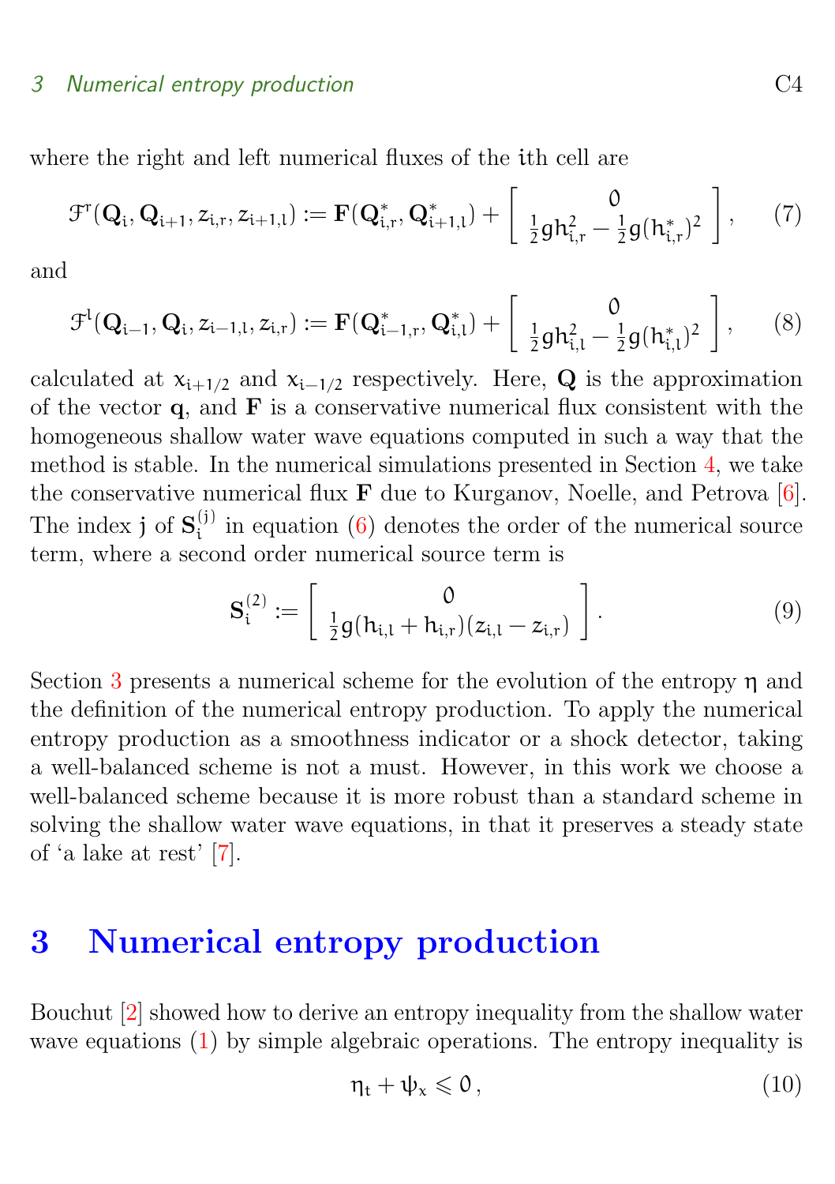where the right and left numerical fluxes of the $i$th cell are

$$\mathcal{F}^r(\mathbf{Q}_i, \mathbf{Q}_{i+1}, z_{i,r}, z_{i+1,l}) := \mathbf{F}(\mathbf{Q}^*_{i,r}, \mathbf{Q}^*_{i+1,l}) + \begin{bmatrix} 0 \\ \frac{1}{2}gh_{i,r}^2 - \frac{1}{2}g(h^*_{i,r})^2 \end{bmatrix}, \quad (7)$$

and

$$\mathcal{F}^l(\mathbf{Q}_{i-1}, \mathbf{Q}_i, z_{i-1,l}, z_{i,r}) := \mathbf{F}(\mathbf{Q}^*_{i-1,r}, \mathbf{Q}^*_{i,l}) + \begin{bmatrix} 0 \\ \frac{1}{2}gh_{i,l}^2 - \frac{1}{2}g(h^*_{i,l})^2 \end{bmatrix}, \quad (8)$$

calculated at $x_{i+1/2}$ and $x_{i-1/2}$ respectively. Here, $\mathbf{Q}$ is the approximation of the vector $\mathbf{q}$, and $\mathbf{F}$ is a conservative numerical flux consistent with the homogeneous shallow water wave equations computed in such a way that the method is stable. In the numerical simulations presented in Section 4, we take the conservative numerical flux $\mathbf{F}$ due to Kurganov, Noelle, and Petrova [6]. The index $j$ of $\mathbf{S}_i^{(j)}$ in equation (6) denotes the order of the numerical source term, where a second order numerical source term is

$$\mathbf{S}_i^{(2)} := \begin{bmatrix} 0 \\ \frac{1}{2}g(h_{i,l} + h_{i,r})(z_{i,l} - z_{i,r}) \end{bmatrix}. \quad (9)$$

Section 3 presents a numerical scheme for the evolution of the entropy $\eta$ and the definition of the numerical entropy production. To apply the numerical entropy production as a smoothness indicator or a shock detector, taking a well-balanced scheme is not a must. However, in this work we choose a well-balanced scheme because it is more robust than a standard scheme in solving the shallow water wave equations, in that it preserves a steady state of 'a lake at rest' [7].

# 3 Numerical entropy production

Bouchut [2] showed how to derive an entropy inequality from the shallow water wave equations (1) by simple algebraic operations. The entropy inequality is

$$\eta_t + \psi_x \leqslant 0\,, \quad (10)$$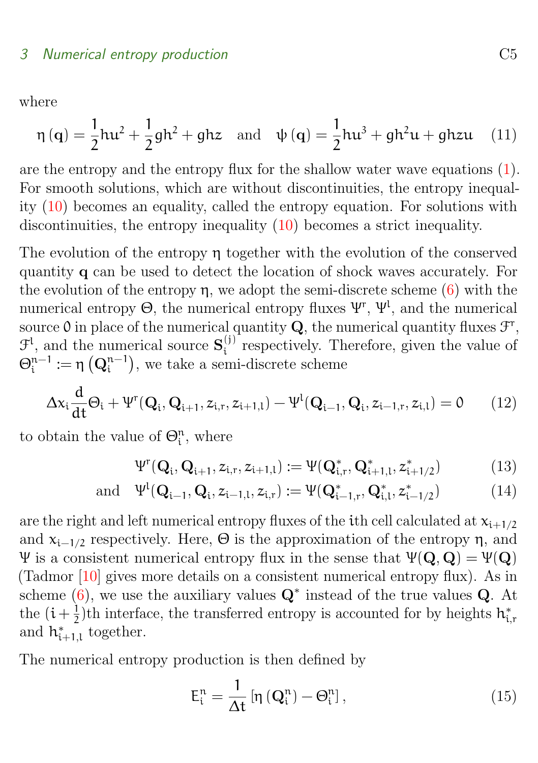where

$$\eta\left(\mathbf{q}\right)=\frac{1}{2}hu^2+\frac{1}{2}gh^2+ghz \quad \text{and} \quad \psi\left(\mathbf{q}\right)=\frac{1}{2}hu^3+gh^2u+ghzu \tag{11}$$

are the entropy and the entropy flux for the shallow water wave equations (1). For smooth solutions, which are without discontinuities, the entropy inequality (10) becomes an equality, called the entropy equation. For solutions with discontinuities, the entropy inequality (10) becomes a strict inequality.

The evolution of the entropy $\eta$ together with the evolution of the conserved quantity $\mathbf{q}$ can be used to detect the location of shock waves accurately. For the evolution of the entropy $\eta$, we adopt the semi-discrete scheme (6) with the numerical entropy $\Theta$, the numerical entropy fluxes $\Psi^r$, $\Psi^l$, and the numerical source $0$ in place of the numerical quantity $\mathbf{Q}$, the numerical quantity fluxes $\mathcal{F}^r$, $\mathcal{F}^l$, and the numerical source $\mathbf{S}_i^{(j)}$ respectively. Therefore, given the value of $\Theta_i^{n-1}:=\eta\left(\mathbf{Q}_i^{n-1}\right)$, we take a semi-discrete scheme

$$\Delta x_i\frac{d}{dt}\Theta_i+\Psi^r(\mathbf{Q}_i,\mathbf{Q}_{i+1},z_{i,r},z_{i+1,l})-\Psi^l(\mathbf{Q}_{i-1},\mathbf{Q}_i,z_{i-1,r},z_{i,l})=0 \tag{12}$$

to obtain the value of $\Theta_i^n$, where

$$\Psi^r(\mathbf{Q}_i,\mathbf{Q}_{i+1},z_{i,r},z_{i+1,l}):=\Psi(\mathbf{Q}_{i,r}^*,\mathbf{Q}_{i+1,l}^*,z_{i+1/2}^*) \tag{13}$$

$$\text{and} \quad \Psi^l(\mathbf{Q}_{i-1},\mathbf{Q}_i,z_{i-1,l},z_{i,r}):=\Psi(\mathbf{Q}_{i-1,r}^*,\mathbf{Q}_{i,l}^*,z_{i-1/2}^*) \tag{14}$$

are the right and left numerical entropy fluxes of the $i$th cell calculated at $x_{i+1/2}$ and $x_{i-1/2}$ respectively. Here, $\Theta$ is the approximation of the entropy $\eta$, and $\Psi$ is a consistent numerical entropy flux in the sense that $\Psi(\mathbf{Q},\mathbf{Q})=\Psi(\mathbf{Q})$ (Tadmor [10] gives more details on a consistent numerical entropy flux). As in scheme (6), we use the auxiliary values $\mathbf{Q}^*$ instead of the true values $\mathbf{Q}$. At the $(i+\frac{1}{2})$th interface, the transferred entropy is accounted for by heights $h_{i,r}^*$ and $h_{i+1,l}^*$ together.

The numerical entropy production is then defined by

$$E_i^n=\frac{1}{\Delta t}\left[\eta\left(\mathbf{Q}_i^n\right)-\Theta_i^n\right], \tag{15}$$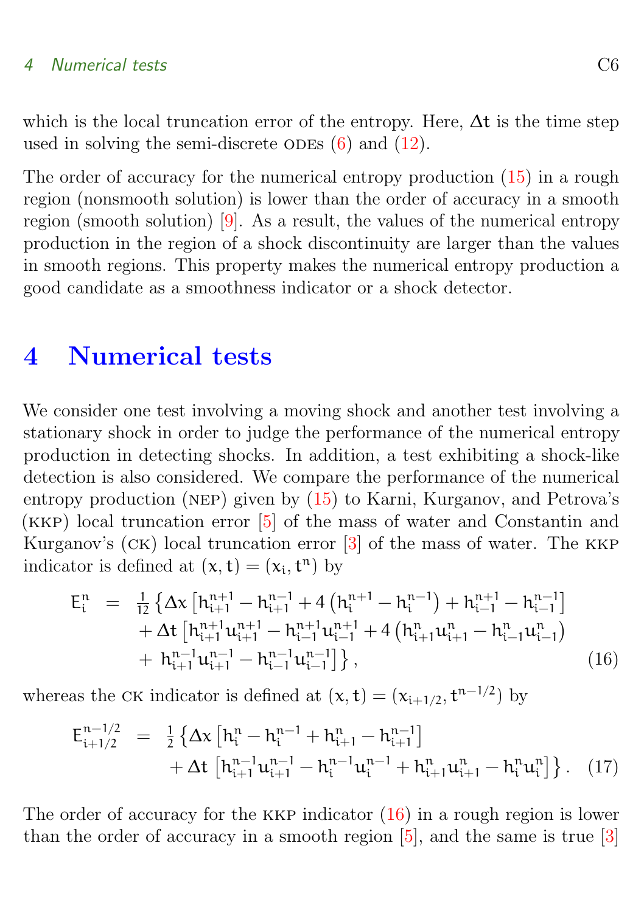which is the local truncation error of the entropy. Here, $\Delta t$ is the time step used in solving the semi-discrete ODEs (6) and (12).

The order of accuracy for the numerical entropy production (15) in a rough region (nonsmooth solution) is lower than the order of accuracy in a smooth region (smooth solution) [9]. As a result, the values of the numerical entropy production in the region of a shock discontinuity are larger than the values in smooth regions. This property makes the numerical entropy production a good candidate as a smoothness indicator or a shock detector.

# 4 Numerical tests

We consider one test involving a moving shock and another test involving a stationary shock in order to judge the performance of the numerical entropy production in detecting shocks. In addition, a test exhibiting a shock-like detection is also considered. We compare the performance of the numerical entropy production (NEP) given by (15) to Karni, Kurganov, and Petrova's (KKP) local truncation error [5] of the mass of water and Constantin and Kurganov's (CK) local truncation error [3] of the mass of water. The KKP indicator is defined at $(x,t) = (x_i, t^n)$ by

$$
\begin{aligned}
E_i^n \;=\; & \tfrac{1}{12}\big\{\Delta x\left[h_{i+1}^{n+1} - h_{i+1}^{n-1} + 4\left(h_i^{n+1} - h_i^{n-1}\right) + h_{i-1}^{n+1} - h_{i-1}^{n-1}\right] \\
& + \Delta t\left[h_{i+1}^{n+1}u_{i+1}^{n+1} - h_{i-1}^{n+1}u_{i-1}^{n+1} + 4\left(h_{i+1}^{n}u_{i+1}^{n} - h_{i-1}^{n}u_{i-1}^{n}\right)\right. \\
& \left. + \; h_{i+1}^{n-1}u_{i+1}^{n-1} - h_{i-1}^{n-1}u_{i-1}^{n-1}\right]\big\}\,, \qquad (16)
\end{aligned}
$$

whereas the CK indicator is defined at $(x,t) = (x_{i+1/2}, t^{n-1/2})$ by

$$
\begin{aligned}
E_{i+1/2}^{n-1/2} \;=\; & \tfrac{1}{2}\big\{\Delta x\left[h_i^n - h_i^{n-1} + h_{i+1}^n - h_{i+1}^{n-1}\right] \\
& + \Delta t\left[h_{i+1}^{n-1}u_{i+1}^{n-1} - h_i^{n-1}u_i^{n-1} + h_{i+1}^{n}u_{i+1}^{n} - h_i^n u_i^n\right]\big\}\,. \qquad (17)
\end{aligned}
$$

The order of accuracy for the KKP indicator (16) in a rough region is lower than the order of accuracy in a smooth region [5], and the same is true [3]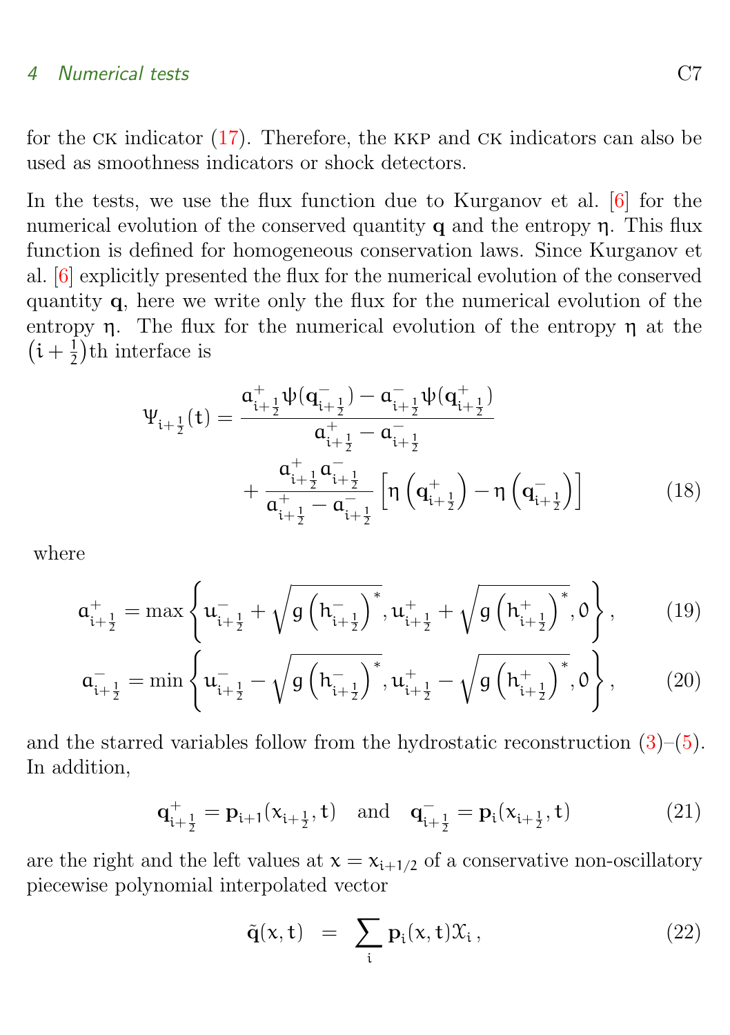for the CK indicator (17). Therefore, the KKP and CK indicators can also be used as smoothness indicators or shock detectors.

In the tests, we use the flux function due to Kurganov et al. [6] for the numerical evolution of the conserved quantity $\mathbf{q}$ and the entropy $\eta$. This flux function is defined for homogeneous conservation laws. Since Kurganov et al. [6] explicitly presented the flux for the numerical evolution of the conserved quantity $\mathbf{q}$, here we write only the flux for the numerical evolution of the entropy $\eta$. The flux for the numerical evolution of the entropy $\eta$ at the $\left(i+\frac{1}{2}\right)$th interface is

$$
\begin{aligned}
\Psi_{i+\frac{1}{2}}(t) = {} & \frac{a^{+}_{i+\frac{1}{2}}\psi(\mathbf{q}^{-}_{i+\frac{1}{2}}) - a^{-}_{i+\frac{1}{2}}\psi(\mathbf{q}^{+}_{i+\frac{1}{2}})}{a^{+}_{i+\frac{1}{2}} - a^{-}_{i+\frac{1}{2}}} \\
& + \frac{a^{+}_{i+\frac{1}{2}}a^{-}_{i+\frac{1}{2}}}{a^{+}_{i+\frac{1}{2}} - a^{-}_{i+\frac{1}{2}}}\left[\eta\left(\mathbf{q}^{+}_{i+\frac{1}{2}}\right) - \eta\left(\mathbf{q}^{-}_{i+\frac{1}{2}}\right)\right]
\end{aligned}
\tag{18}
$$

where

$$
a^{+}_{i+\frac{1}{2}} = \max\left\{u^{-}_{i+\frac{1}{2}} + \sqrt{g\left(h^{-}_{i+\frac{1}{2}}\right)^{*}}, u^{+}_{i+\frac{1}{2}} + \sqrt{g\left(h^{+}_{i+\frac{1}{2}}\right)^{*}}, 0\right\}, \tag{19}
$$

$$
a^{-}_{i+\frac{1}{2}} = \min\left\{u^{-}_{i+\frac{1}{2}} - \sqrt{g\left(h^{-}_{i+\frac{1}{2}}\right)^{*}}, u^{+}_{i+\frac{1}{2}} - \sqrt{g\left(h^{+}_{i+\frac{1}{2}}\right)^{*}}, 0\right\}, \tag{20}
$$

and the starred variables follow from the hydrostatic reconstruction (3)–(5). In addition,

$$
\mathbf{q}^{+}_{i+\frac{1}{2}} = \mathbf{p}_{i+1}(x_{i+\frac{1}{2}}, t) \quad \text{and} \quad \mathbf{q}^{-}_{i+\frac{1}{2}} = \mathbf{p}_{i}(x_{i+\frac{1}{2}}, t) \tag{21}
$$

are the right and the left values at $x = x_{i+1/2}$ of a conservative non-oscillatory piecewise polynomial interpolated vector

$$
\tilde{\mathbf{q}}(x,t) \;=\; \sum_{i} \mathbf{p}_{i}(x,t)\mathcal{X}_{i}\,, \tag{22}
$$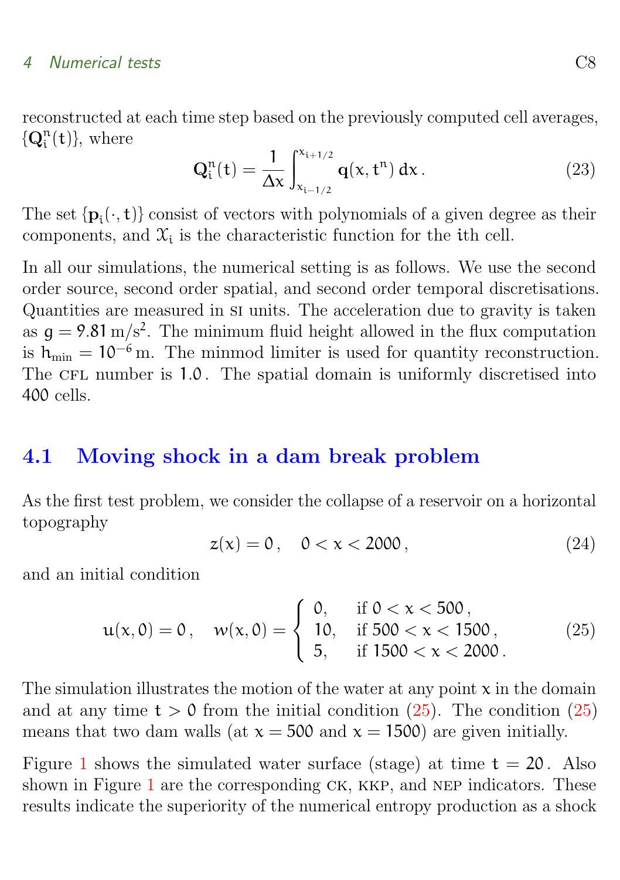reconstructed at each time step based on the previously computed cell averages, $\{\mathbf{Q}_i^n(t)\}$, where

$$\mathbf{Q}_i^n(t) = \frac{1}{\Delta x}\int_{x_{i-1/2}}^{x_{i+1/2}} \mathbf{q}(x, t^n)\, dx\,. \tag{23}$$

The set $\{\mathbf{p}_i(\cdot, t)\}$ consist of vectors with polynomials of a given degree as their components, and $\mathcal{X}_i$ is the characteristic function for the $i$th cell.

In all our simulations, the numerical setting is as follows. We use the second order source, second order spatial, and second order temporal discretisations. Quantities are measured in SI units. The acceleration due to gravity is taken as $g = 9.81\,\mathrm{m/s^2}$. The minimum fluid height allowed in the flux computation is $h_{\min} = 10^{-6}\,\mathrm{m}$. The minmod limiter is used for quantity reconstruction. The CFL number is $1.0$. The spatial domain is uniformly discretised into $400$ cells.

## 4.1 Moving shock in a dam break problem

As the first test problem, we consider the collapse of a reservoir on a horizontal topography

$$z(x) = 0\,, \quad 0 < x < 2000\,, \tag{24}$$

and an initial condition

$$u(x, 0) = 0\,, \quad w(x, 0) = \begin{cases} 0, & \text{if } 0 < x < 500\,, \\ 10, & \text{if } 500 < x < 1500\,, \\ 5, & \text{if } 1500 < x < 2000\,. \end{cases} \tag{25}$$

The simulation illustrates the motion of the water at any point $x$ in the domain and at any time $t > 0$ from the initial condition (25). The condition (25) means that two dam walls (at $x = 500$ and $x = 1500$) are given initially.

Figure 1 shows the simulated water surface (stage) at time $t = 20$. Also shown in Figure 1 are the corresponding CK, KKP, and NEP indicators. These results indicate the superiority of the numerical entropy production as a shock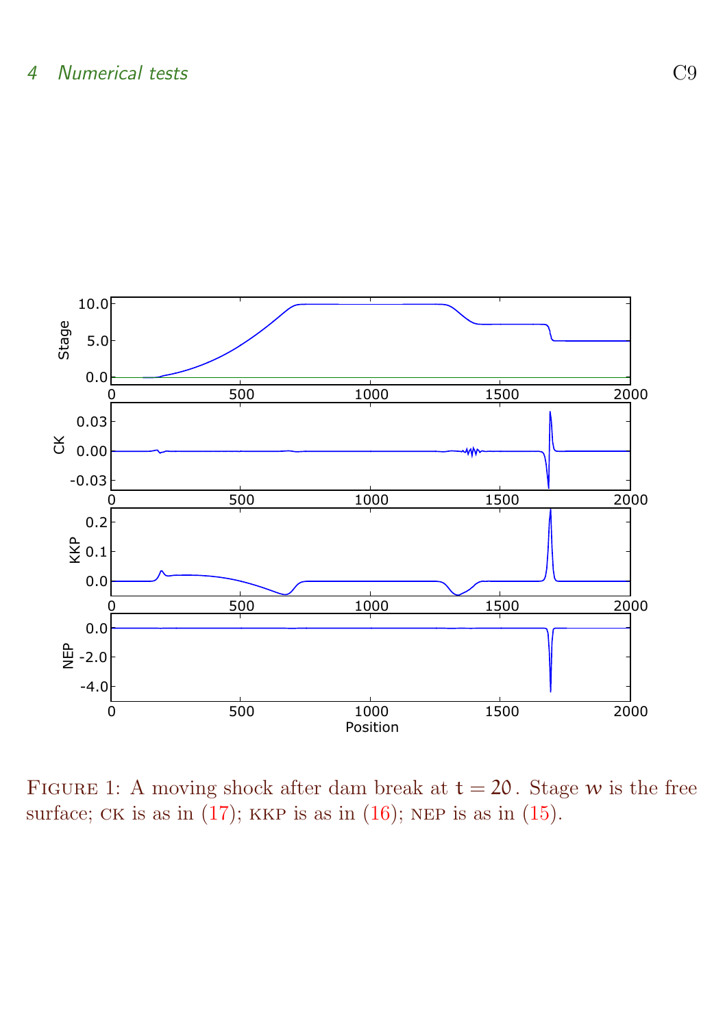Figure 1: A moving shock after dam break at $t = 20$. Stage $w$ is the free surface; CK is as in (17); KKP is as in (16); NEP is as in (15).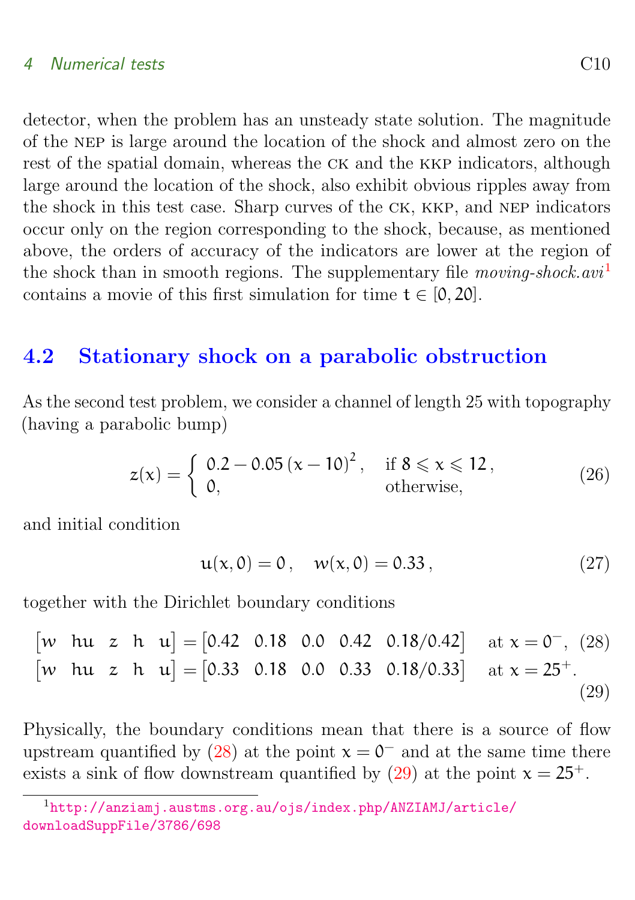detector, when the problem has an unsteady state solution. The magnitude of the NEP is large around the location of the shock and almost zero on the rest of the spatial domain, whereas the CK and the KKP indicators, although large around the location of the shock, also exhibit obvious ripples away from the shock in this test case. Sharp curves of the CK, KKP, and NEP indicators occur only on the region corresponding to the shock, because, as mentioned above, the orders of accuracy of the indicators are lower at the region of the shock than in smooth regions. The supplementary file *moving-shock.avi*[1] contains a movie of this first simulation for time $t \in [0, 20]$.

## 4.2 Stationary shock on a parabolic obstruction

As the second test problem, we consider a channel of length 25 with topography (having a parabolic bump)

$$z(x) = \begin{cases} 0.2 - 0.05\,(x-10)^2\,, & \text{if } 8 \leqslant x \leqslant 12\,, \\ 0, & \text{otherwise,} \end{cases} \tag{26}$$

and initial condition

$$u(x,0) = 0\,, \quad w(x,0) = 0.33\,, \tag{27}$$

together with the Dirichlet boundary conditions

$$\begin{bmatrix} w & hu & z & h & u \end{bmatrix} = \begin{bmatrix} 0.42 & 0.18 & 0.0 & 0.42 & 0.18/0.42 \end{bmatrix} \quad \text{at } x = 0^-, \tag{28}$$

$$\begin{bmatrix} w & hu & z & h & u \end{bmatrix} = \begin{bmatrix} 0.33 & 0.18 & 0.0 & 0.33 & 0.18/0.33 \end{bmatrix} \quad \text{at } x = 25^+. \tag{29}$$

Physically, the boundary conditions mean that there is a source of flow upstream quantified by (28) at the point $x = 0^-$ and at the same time there exists a sink of flow downstream quantified by (29) at the point $x = 25^+$.

[1] http://anziamj.austms.org.au/ojs/index.php/ANZIAMJ/article/downloadSuppFile/3786/698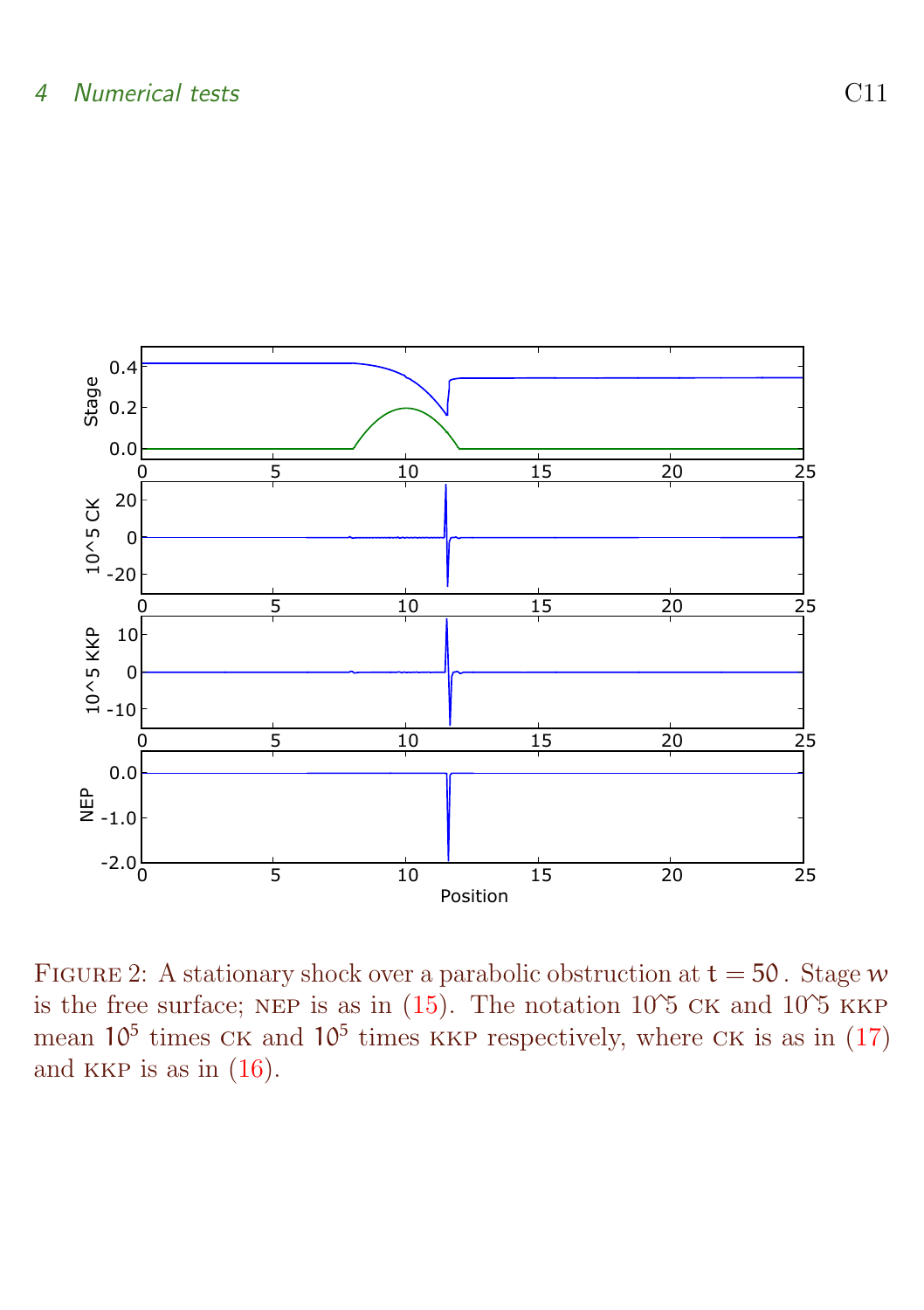Figure 2: A stationary shock over a parabolic obstruction at $t = 50$. Stage $w$ is the free surface; NEP is as in (15). The notation 10^5 CK and 10^5 KKP mean $10^5$ times CK and $10^5$ times KKP respectively, where CK is as in (17) and KKP is as in (16).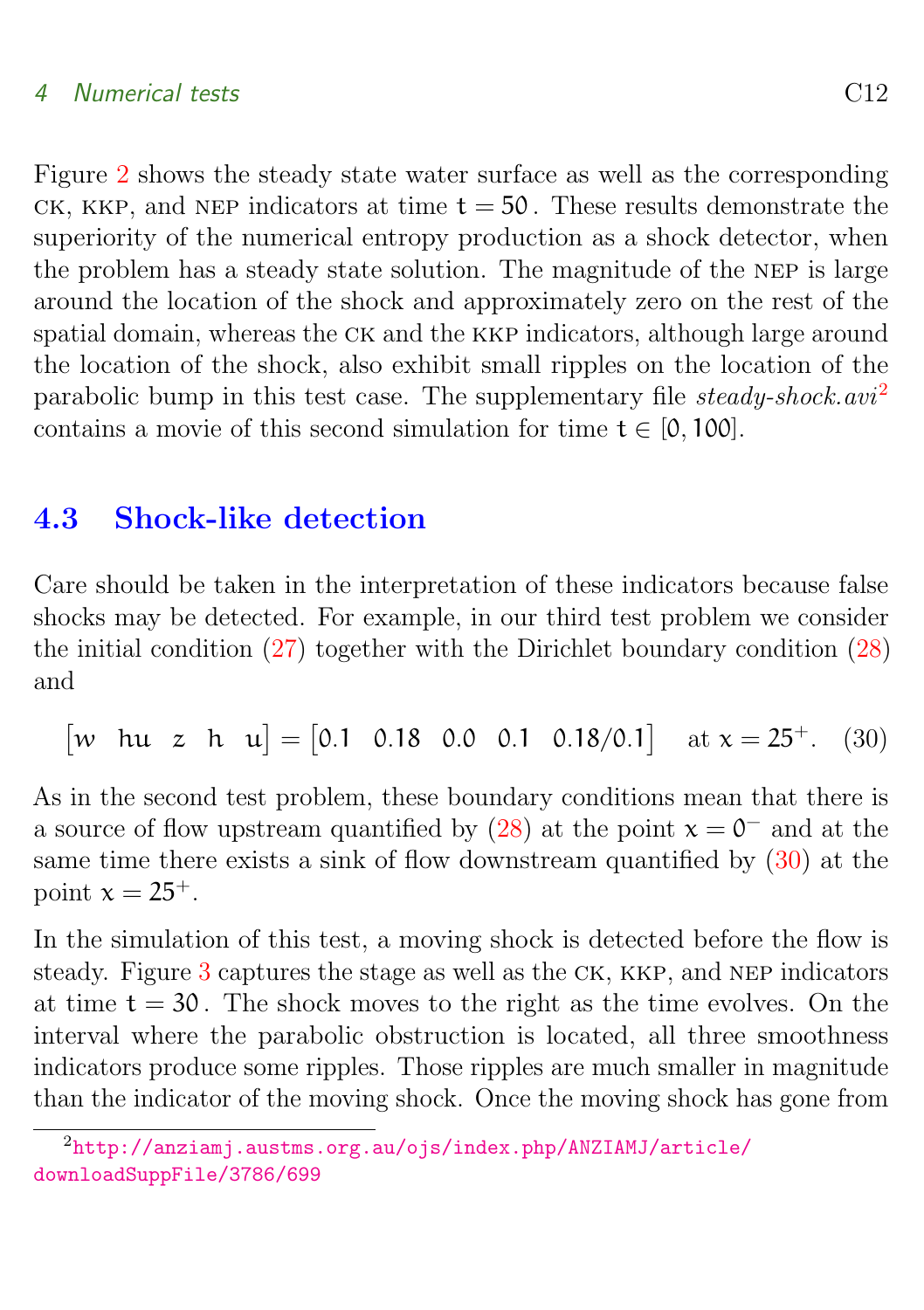Figure 2 shows the steady state water surface as well as the corresponding CK, KKP, and NEP indicators at time $t = 50$. These results demonstrate the superiority of the numerical entropy production as a shock detector, when the problem has a steady state solution. The magnitude of the NEP is large around the location of the shock and approximately zero on the rest of the spatial domain, whereas the CK and the KKP indicators, although large around the location of the shock, also exhibit small ripples on the location of the parabolic bump in this test case. The supplementary file *steady-shock.avi*[2] contains a movie of this second simulation for time $t \in [0, 100]$.

## 4.3 Shock-like detection

Care should be taken in the interpretation of these indicators because false shocks may be detected. For example, in our third test problem we consider the initial condition (27) together with the Dirichlet boundary condition (28) and

$$\begin{bmatrix} w & hu & z & h & u \end{bmatrix} = \begin{bmatrix} 0.1 & 0.18 & 0.0 & 0.1 & 0.18/0.1 \end{bmatrix} \quad \text{at } x = 25^+. \tag{30}$$

As in the second test problem, these boundary conditions mean that there is a source of flow upstream quantified by (28) at the point $x = 0^-$ and at the same time there exists a sink of flow downstream quantified by (30) at the point $x = 25^+$.

In the simulation of this test, a moving shock is detected before the flow is steady. Figure 3 captures the stage as well as the CK, KKP, and NEP indicators at time $t = 30$. The shock moves to the right as the time evolves. On the interval where the parabolic obstruction is located, all three smoothness indicators produce some ripples. Those ripples are much smaller in magnitude than the indicator of the moving shock. Once the moving shock has gone from

[2] http://anziamj.austms.org.au/ojs/index.php/ANZIAMJ/article/downloadSuppFile/3786/699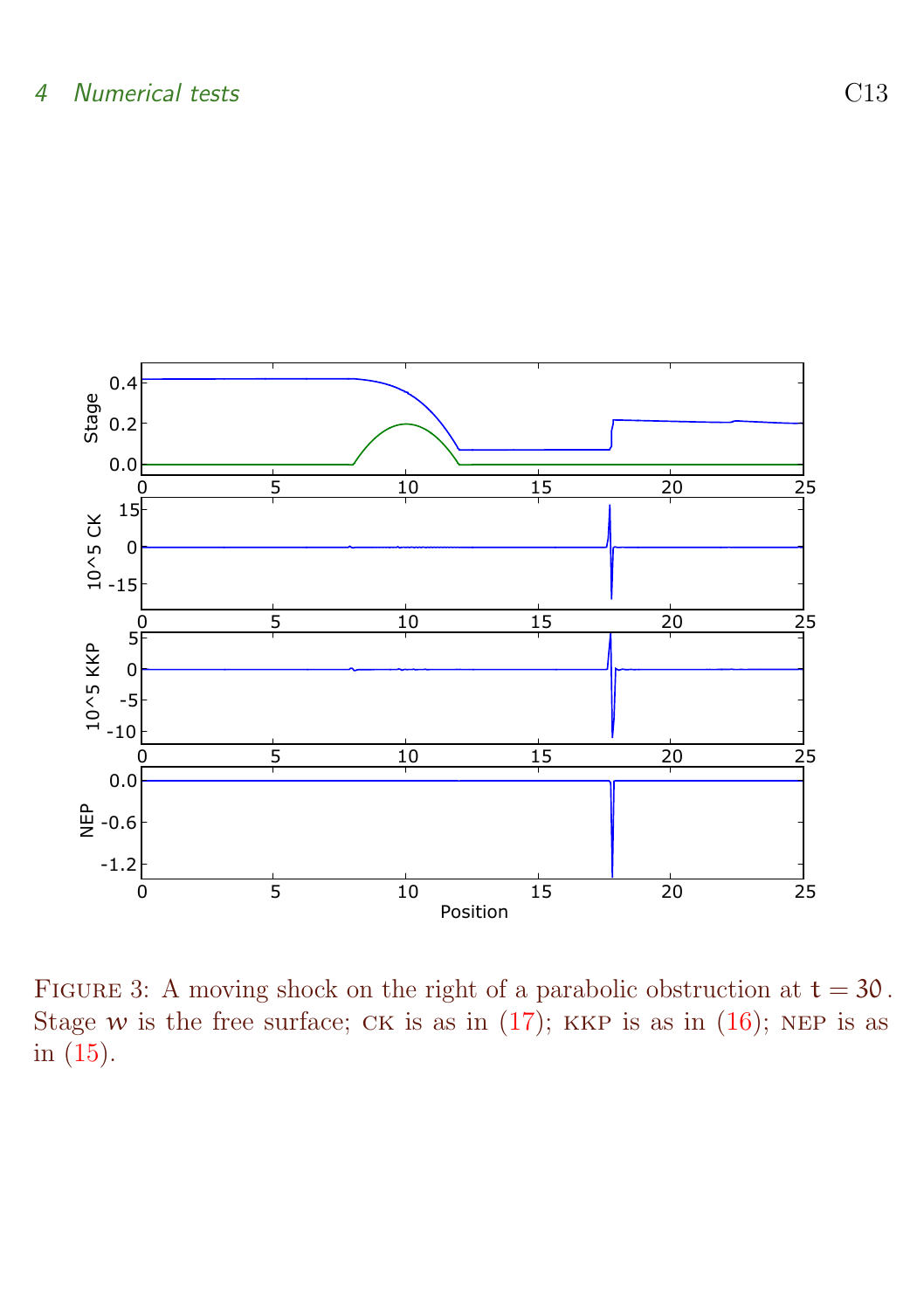FIGURE 3: A moving shock on the right of a parabolic obstruction at $t = 30$. Stage $w$ is the free surface; CK is as in (17); KKP is as in (16); NEP is as in (15).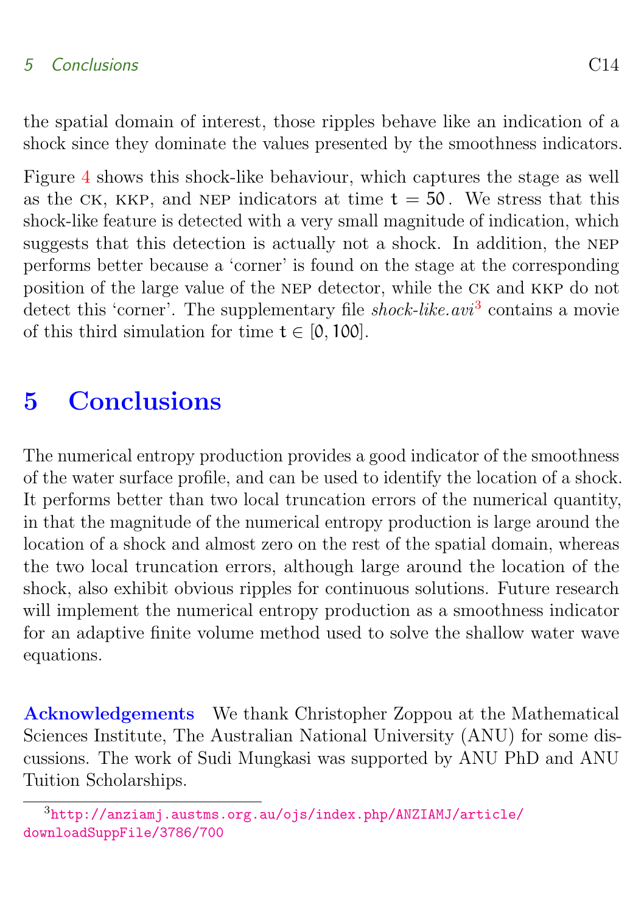the spatial domain of interest, those ripples behave like an indication of a shock since they dominate the values presented by the smoothness indicators.

Figure 4 shows this shock-like behaviour, which captures the stage as well as the CK, KKP, and NEP indicators at time $t = 50$. We stress that this shock-like feature is detected with a very small magnitude of indication, which suggests that this detection is actually not a shock. In addition, the NEP performs better because a 'corner' is found on the stage at the corresponding position of the large value of the NEP detector, while the CK and KKP do not detect this 'corner'. The supplementary file *shock-like.avi*[3] contains a movie of this third simulation for time $t \in [0, 100]$.

# 5 Conclusions

The numerical entropy production provides a good indicator of the smoothness of the water surface profile, and can be used to identify the location of a shock. It performs better than two local truncation errors of the numerical quantity, in that the magnitude of the numerical entropy production is large around the location of a shock and almost zero on the rest of the spatial domain, whereas the two local truncation errors, although large around the location of the shock, also exhibit obvious ripples for continuous solutions. Future research will implement the numerical entropy production as a smoothness indicator for an adaptive finite volume method used to solve the shallow water wave equations.

**Acknowledgements** We thank Christopher Zoppou at the Mathematical Sciences Institute, The Australian National University (ANU) for some discussions. The work of Sudi Mungkasi was supported by ANU PhD and ANU Tuition Scholarships.

[3] http://anziamj.austms.org.au/ojs/index.php/ANZIAMJ/article/downloadSuppFile/3786/700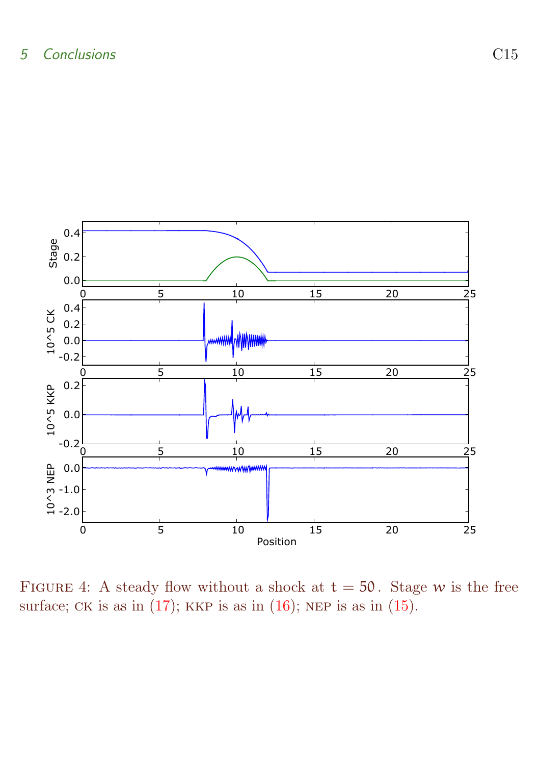Figure 4: A steady flow without a shock at $t = 50$. Stage $w$ is the free surface; CK is as in (17); KKP is as in (16); NEP is as in (15).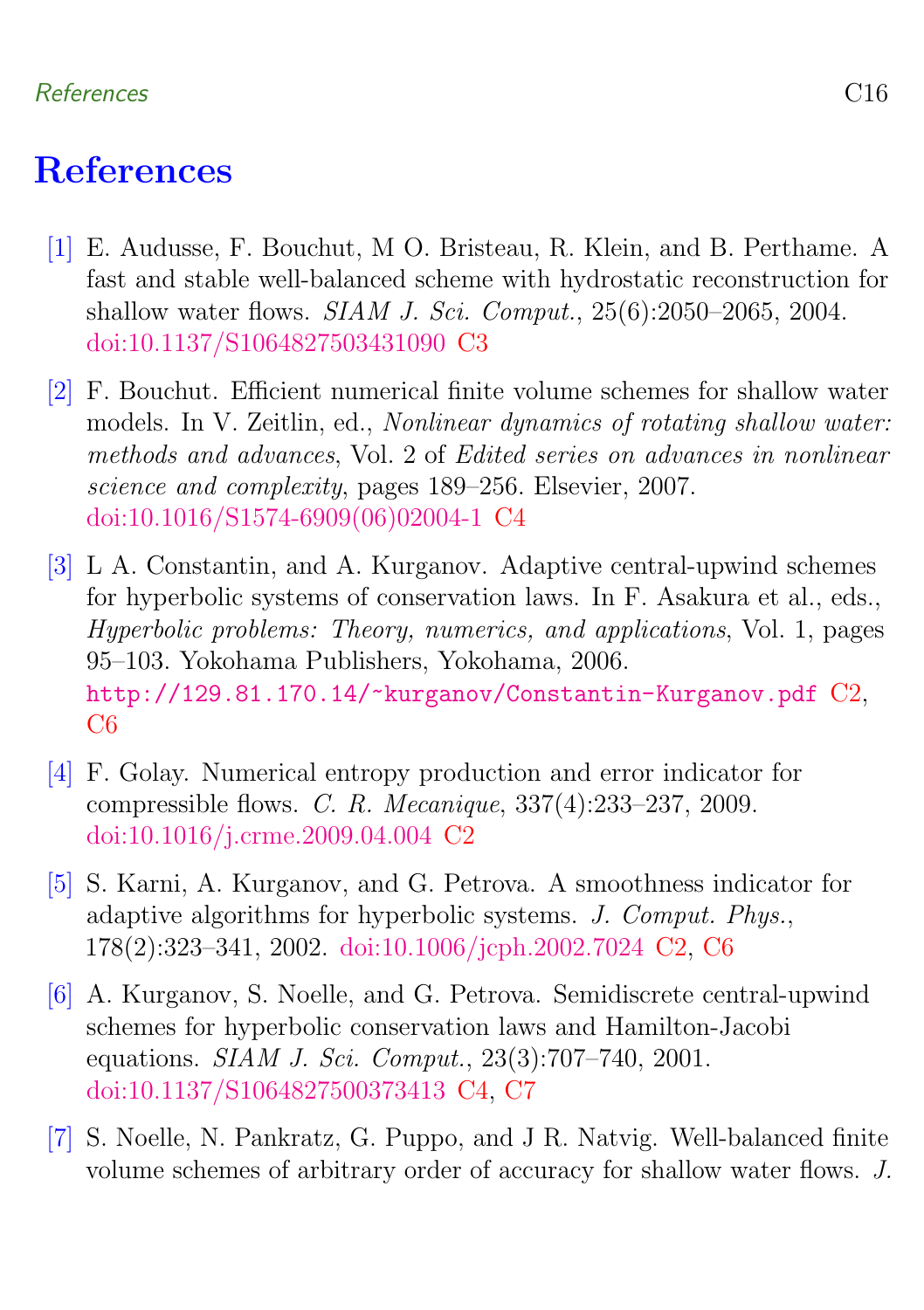# References

[1] E. Audusse, F. Bouchut, M O. Bristeau, R. Klein, and B. Perthame. A fast and stable well-balanced scheme with hydrostatic reconstruction for shallow water flows. *SIAM J. Sci. Comput.*, 25(6):2050–2065, 2004. doi:10.1137/S1064827503431090 C3

[2] F. Bouchut. Efficient numerical finite volume schemes for shallow water models. In V. Zeitlin, ed., *Nonlinear dynamics of rotating shallow water: methods and advances*, Vol. 2 of *Edited series on advances in nonlinear science and complexity*, pages 189–256. Elsevier, 2007. doi:10.1016/S1574-6909(06)02004-1 C4

[3] L A. Constantin, and A. Kurganov. Adaptive central-upwind schemes for hyperbolic systems of conservation laws. In F. Asakura et al., eds., *Hyperbolic problems: Theory, numerics, and applications*, Vol. 1, pages 95–103. Yokohama Publishers, Yokohama, 2006. http://129.81.170.14/~kurganov/Constantin-Kurganov.pdf C2, C6

[4] F. Golay. Numerical entropy production and error indicator for compressible flows. *C. R. Mecanique*, 337(4):233–237, 2009. doi:10.1016/j.crme.2009.04.004 C2

[5] S. Karni, A. Kurganov, and G. Petrova. A smoothness indicator for adaptive algorithms for hyperbolic systems. *J. Comput. Phys.*, 178(2):323–341, 2002. doi:10.1006/jcph.2002.7024 C2, C6

[6] A. Kurganov, S. Noelle, and G. Petrova. Semidiscrete central-upwind schemes for hyperbolic conservation laws and Hamilton-Jacobi equations. *SIAM J. Sci. Comput.*, 23(3):707–740, 2001. doi:10.1137/S1064827500373413 C4, C7

[7] S. Noelle, N. Pankratz, G. Puppo, and J R. Natvig. Well-balanced finite volume schemes of arbitrary order of accuracy for shallow water flows. *J.*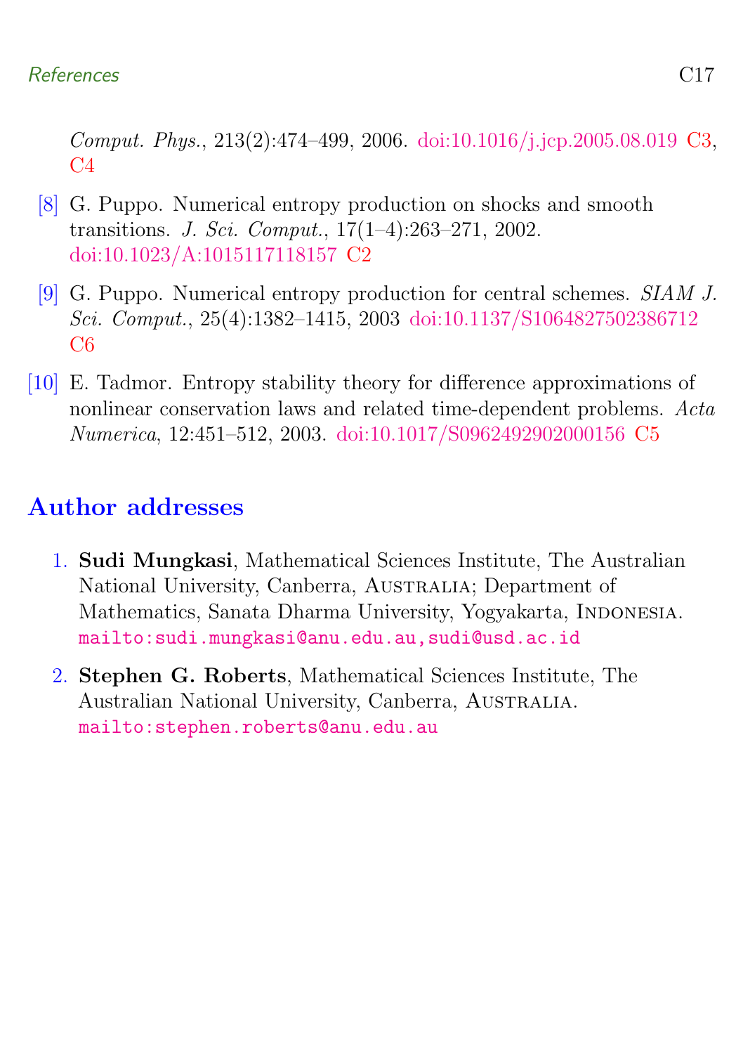*Comput. Phys.*, 213(2):474–499, 2006. doi:10.1016/j.jcp.2005.08.019 C3, C4

[8] G. Puppo. Numerical entropy production on shocks and smooth transitions. *J. Sci. Comput.*, 17(1–4):263–271, 2002. doi:10.1023/A:1015117118157 C2

[9] G. Puppo. Numerical entropy production for central schemes. *SIAM J. Sci. Comput.*, 25(4):1382–1415, 2003 doi:10.1137/S1064827502386712 C6

[10] E. Tadmor. Entropy stability theory for difference approximations of nonlinear conservation laws and related time-dependent problems. *Acta Numerica*, 12:451–512, 2003. doi:10.1017/S0962492902000156 C5

## Author addresses

1. **Sudi Mungkasi**, Mathematical Sciences Institute, The Australian National University, Canberra, Australia; Department of Mathematics, Sanata Dharma University, Yogyakarta, Indonesia. `mailto:sudi.mungkasi@anu.edu.au,sudi@usd.ac.id`
2. **Stephen G. Roberts**, Mathematical Sciences Institute, The Australian National University, Canberra, Australia. `mailto:stephen.roberts@anu.edu.au`